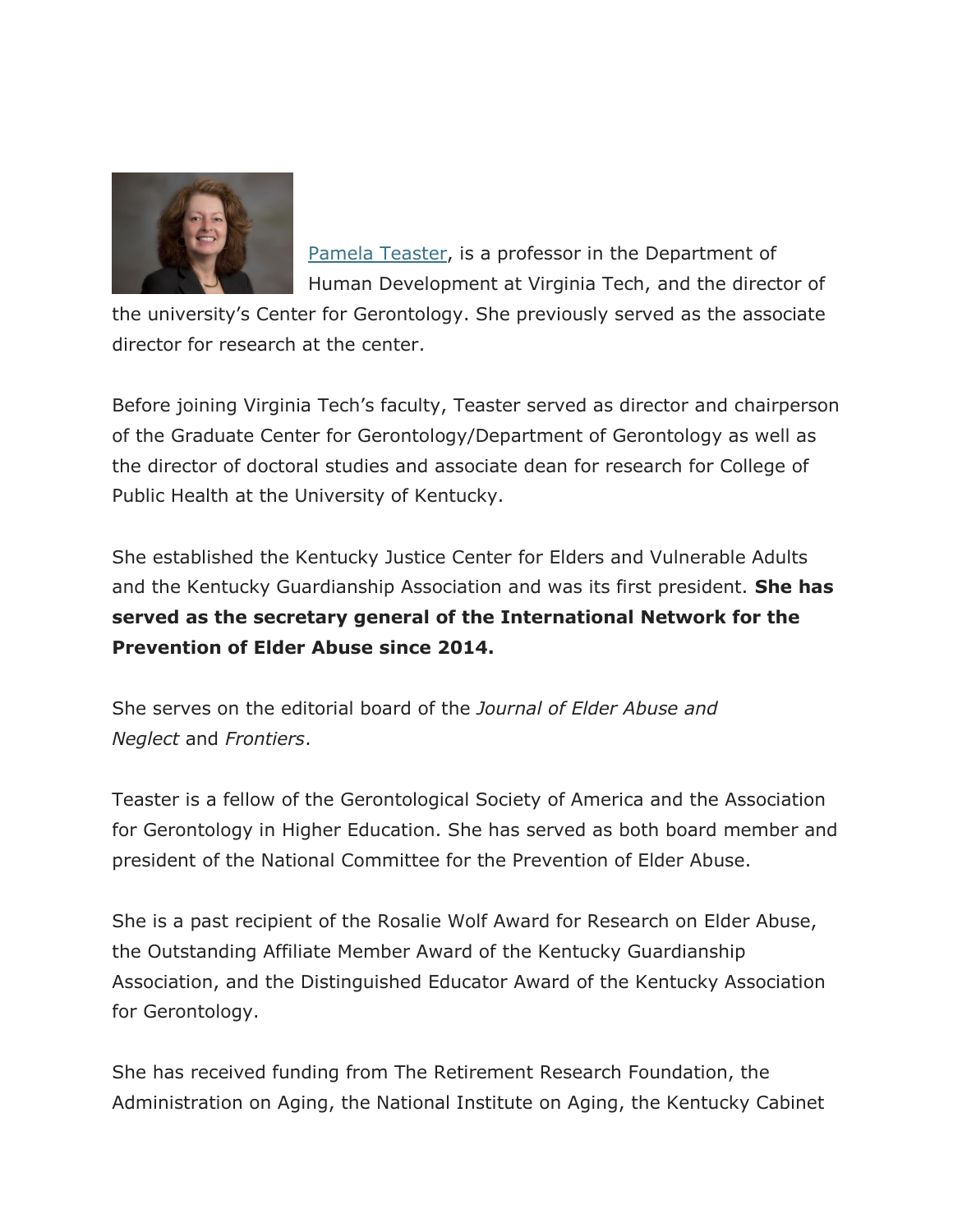Pamela Teaster, is a professor in the Department of Human Development at Virginia Tech, and the director of the university's Center for Gerontology. She previously served as the associate director for research at the center.

Before joining Virginia Tech's faculty, Teaster served as director and chairperson of the Graduate Center for Gerontology/Department of Gerontology as well as the director of doctoral studies and associate dean for research for College of Public Health at the University of Kentucky.

She established the Kentucky Justice Center for Elders and Vulnerable Adults and the Kentucky Guardianship Association and was its first president. **She has served as the secretary general of the International Network for the Prevention of Elder Abuse since 2014.**

She serves on the editorial board of the *Journal of Elder Abuse and Neglect* and *Frontiers*.

Teaster is a fellow of the Gerontological Society of America and the Association for Gerontology in Higher Education. She has served as both board member and president of the National Committee for the Prevention of Elder Abuse.

She is a past recipient of the Rosalie Wolf Award for Research on Elder Abuse, the Outstanding Affiliate Member Award of the Kentucky Guardianship Association, and the Distinguished Educator Award of the Kentucky Association for Gerontology.

She has received funding from The Retirement Research Foundation, the Administration on Aging, the National Institute on Aging, the Kentucky Cabinet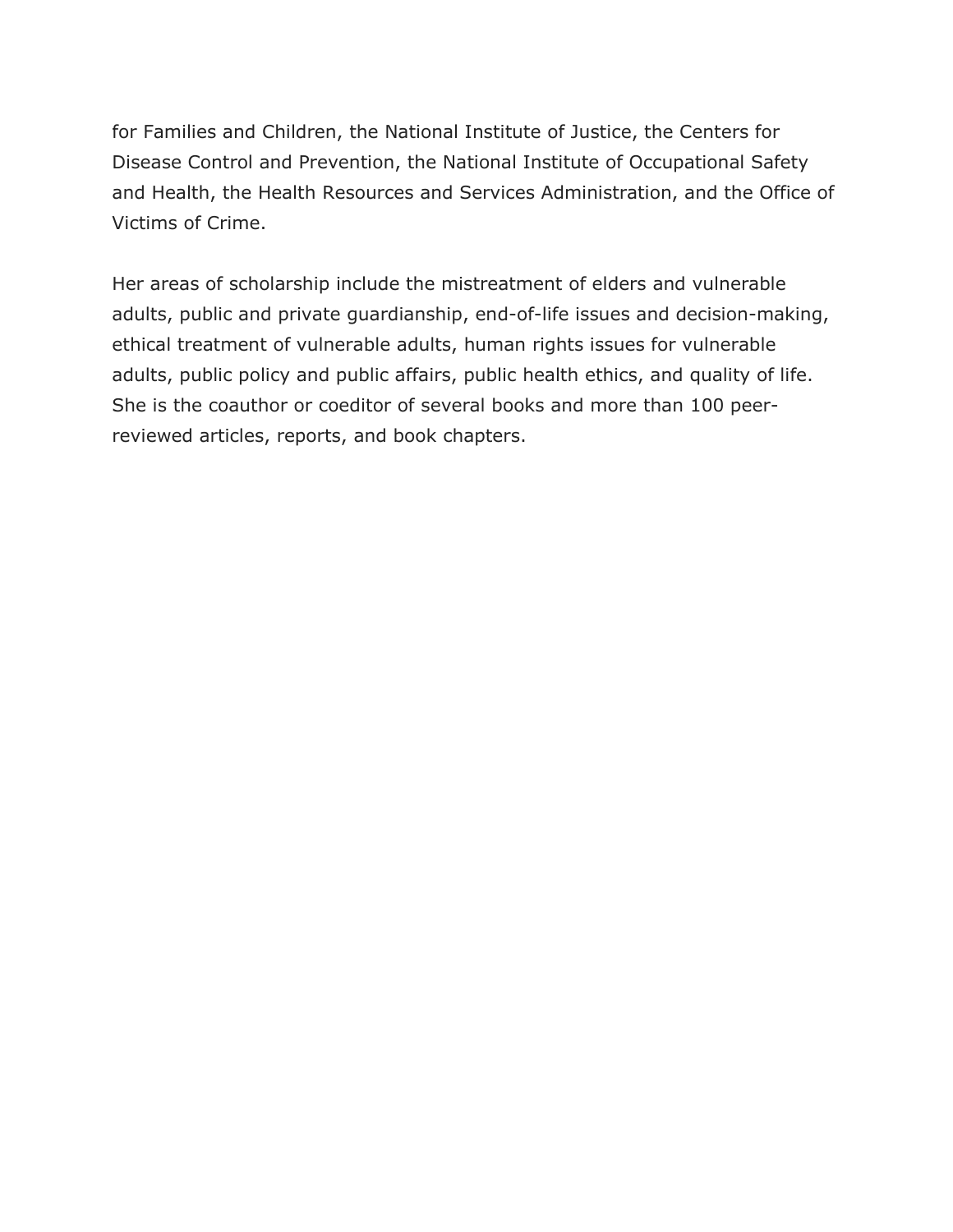for Families and Children, the National Institute of Justice, the Centers for Disease Control and Prevention, the National Institute of Occupational Safety and Health, the Health Resources and Services Administration, and the Office of Victims of Crime.

Her areas of scholarship include the mistreatment of elders and vulnerable adults, public and private guardianship, end-of-life issues and decision-making, ethical treatment of vulnerable adults, human rights issues for vulnerable adults, public policy and public affairs, public health ethics, and quality of life. She is the coauthor or coeditor of several books and more than 100 peer-reviewed articles, reports, and book chapters.